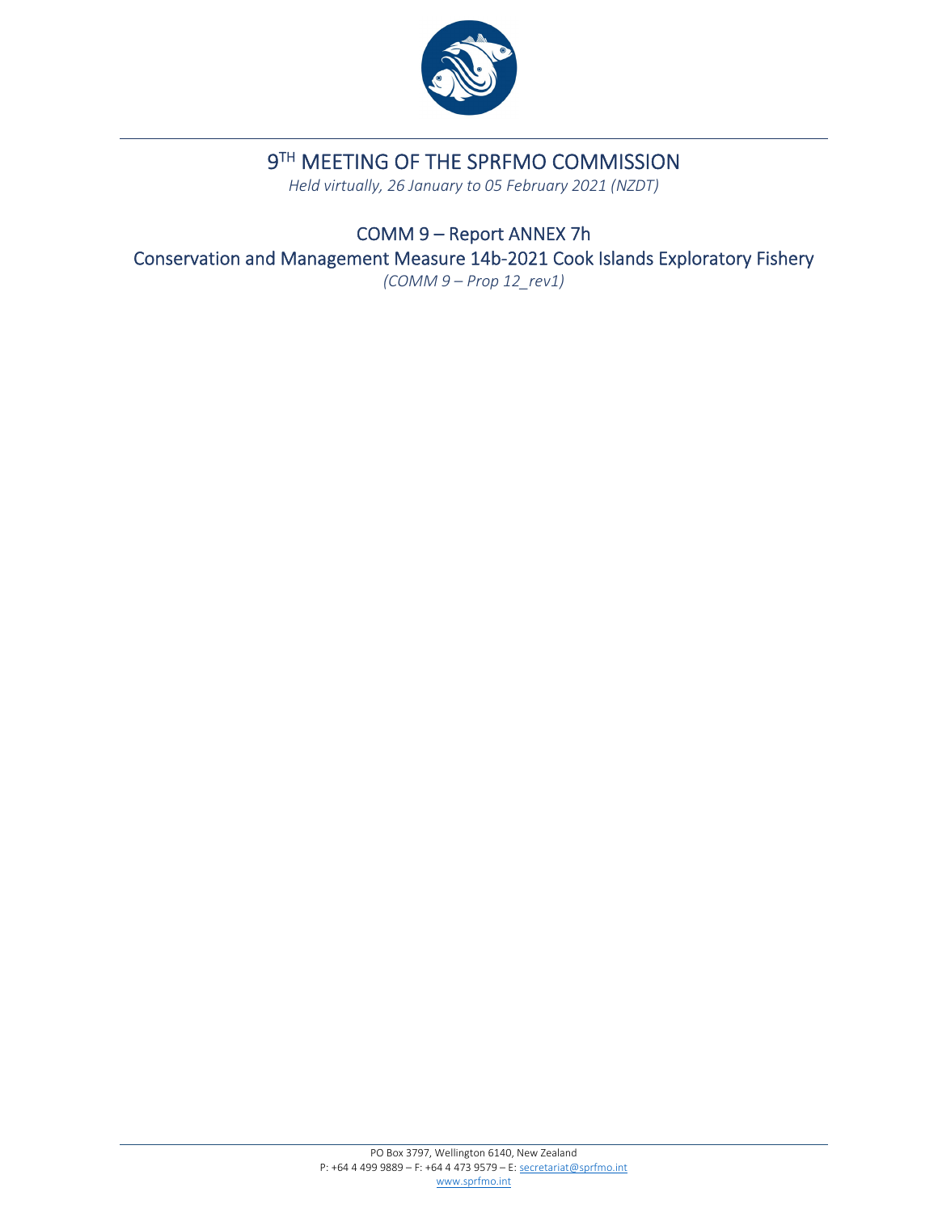# 9TH MEETING OF THE SPRFMO COMMISSION

*Held virtually, 26 January to 05 February 2021 (NZDT)*

## COMM 9 – Report ANNEX 7h

## Conservation and Management Measure 14b-2021 Cook Islands Exploratory Fishery

*(COMM 9 – Prop 12_rev1)*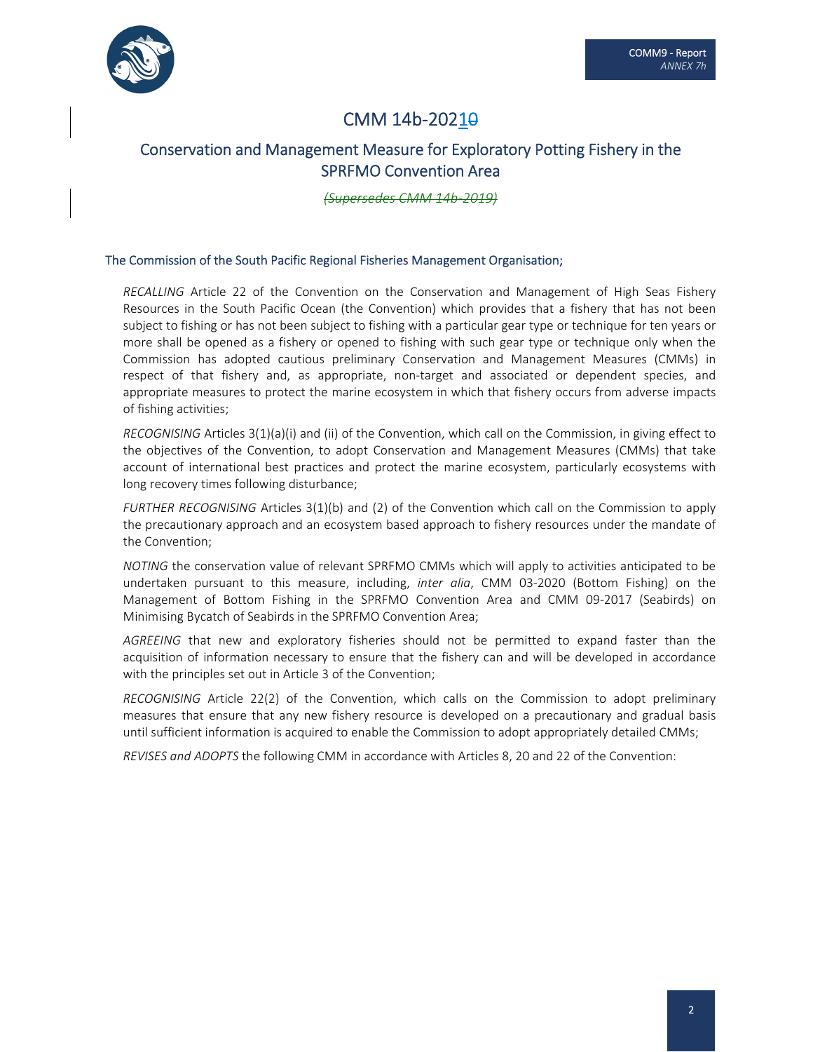# CMM 14b-20210

## Conservation and Management Measure for Exploratory Potting Fishery in the SPRFMO Convention Area

~~*(Supersedes CMM 14b-2019)*~~

### The Commission of the South Pacific Regional Fisheries Management Organisation;

*RECALLING* Article 22 of the Convention on the Conservation and Management of High Seas Fishery Resources in the South Pacific Ocean (the Convention) which provides that a fishery that has not been subject to fishing or has not been subject to fishing with a particular gear type or technique for ten years or more shall be opened as a fishery or opened to fishing with such gear type or technique only when the Commission has adopted cautious preliminary Conservation and Management Measures (CMMs) in respect of that fishery and, as appropriate, non-target and associated or dependent species, and appropriate measures to protect the marine ecosystem in which that fishery occurs from adverse impacts of fishing activities;

*RECOGNISING* Articles 3(1)(a)(i) and (ii) of the Convention, which call on the Commission, in giving effect to the objectives of the Convention, to adopt Conservation and Management Measures (CMMs) that take account of international best practices and protect the marine ecosystem, particularly ecosystems with long recovery times following disturbance;

*FURTHER RECOGNISING* Articles 3(1)(b) and (2) of the Convention which call on the Commission to apply the precautionary approach and an ecosystem based approach to fishery resources under the mandate of the Convention;

*NOTING* the conservation value of relevant SPRFMO CMMs which will apply to activities anticipated to be undertaken pursuant to this measure, including, *inter alia*, CMM 03-2020 (Bottom Fishing) on the Management of Bottom Fishing in the SPRFMO Convention Area and CMM 09-2017 (Seabirds) on Minimising Bycatch of Seabirds in the SPRFMO Convention Area;

*AGREEING* that new and exploratory fisheries should not be permitted to expand faster than the acquisition of information necessary to ensure that the fishery can and will be developed in accordance with the principles set out in Article 3 of the Convention;

*RECOGNISING* Article 22(2) of the Convention, which calls on the Commission to adopt preliminary measures that ensure that any new fishery resource is developed on a precautionary and gradual basis until sufficient information is acquired to enable the Commission to adopt appropriately detailed CMMs;

*REVISES and ADOPTS* the following CMM in accordance with Articles 8, 20 and 22 of the Convention: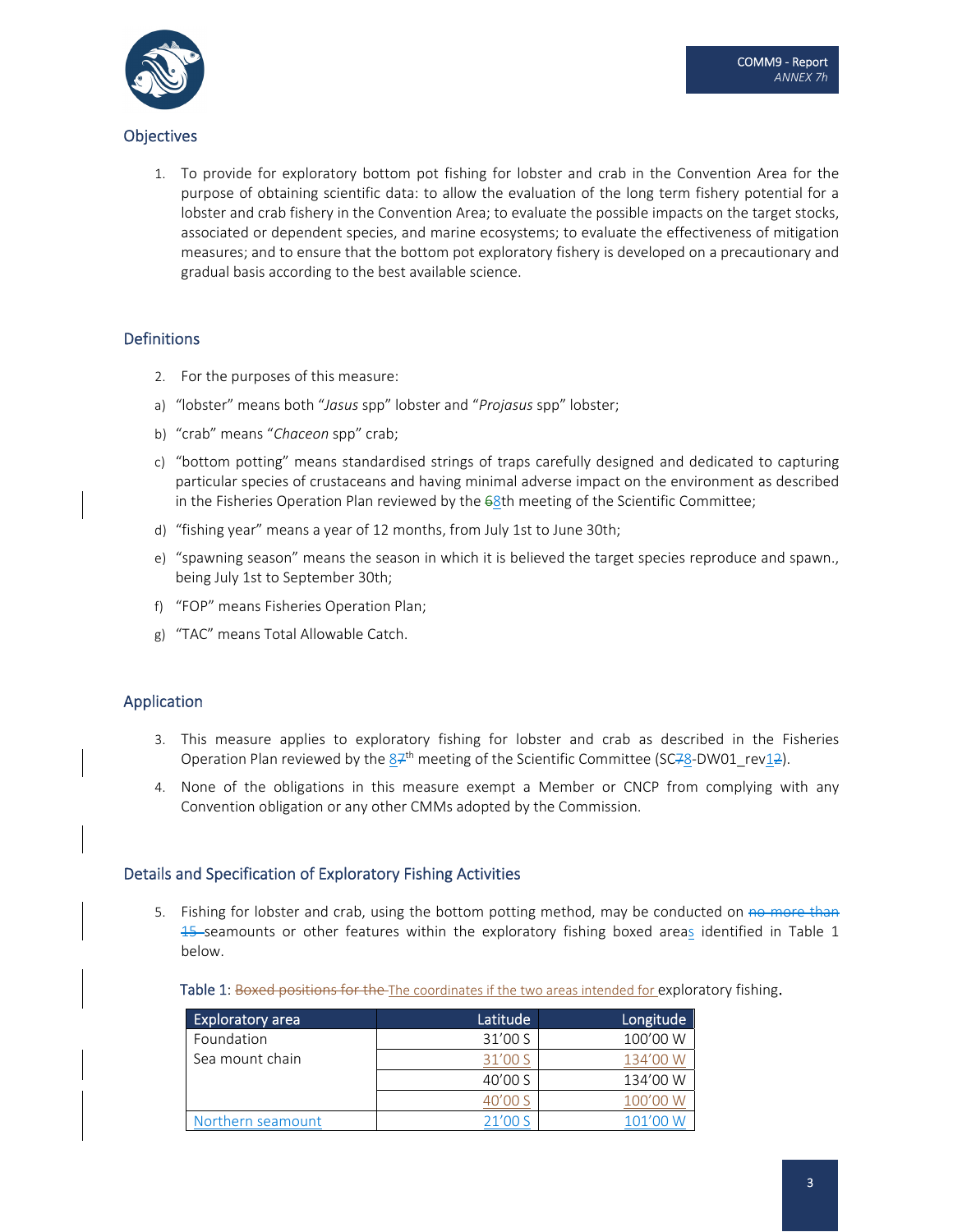## Objectives

1. To provide for exploratory bottom pot fishing for lobster and crab in the Convention Area for the purpose of obtaining scientific data: to allow the evaluation of the long term fishery potential for a lobster and crab fishery in the Convention Area; to evaluate the possible impacts on the target stocks, associated or dependent species, and marine ecosystems; to evaluate the effectiveness of mitigation measures; and to ensure that the bottom pot exploratory fishery is developed on a precautionary and gradual basis according to the best available science.

## Definitions

2. For the purposes of this measure:

a) "lobster" means both "*Jasus* spp" lobster and "*Projasus* spp" lobster;

b) "crab" means "*Chaceon* spp" crab;

c) "bottom potting" means standardised strings of traps carefully designed and dedicated to capturing particular species of crustaceans and having minimal adverse impact on the environment as described in the Fisheries Operation Plan reviewed by the ~~6~~8th meeting of the Scientific Committee;

d) "fishing year" means a year of 12 months, from July 1st to June 30th;

e) "spawning season" means the season in which it is believed the target species reproduce and spawn., being July 1st to September 30th;

f) "FOP" means Fisheries Operation Plan;

g) "TAC" means Total Allowable Catch.

## Application

3. This measure applies to exploratory fishing for lobster and crab as described in the Fisheries Operation Plan reviewed by the 8~~7~~th meeting of the Scientific Committee (SC~~7~~8-DW01_rev~~1~~2).

4. None of the obligations in this measure exempt a Member or CNCP from complying with any Convention obligation or any other CMMs adopted by the Commission.

## Details and Specification of Exploratory Fishing Activities

5. Fishing for lobster and crab, using the bottom potting method, may be conducted on ~~no more than 15~~ seamounts or other features within the exploratory fishing boxed areas identified in Table 1 below.

Table 1: ~~Boxed positions for the~~ The coordinates if the two areas intended for exploratory fishing.

| Exploratory area | Latitude | Longitude |
|---|---|---|
| Foundation Sea mount chain | 31'00 S | 100'00 W |
| | 31'00 S | 134'00 W |
| | 40'00 S | 134'00 W |
| | 40'00 S | 100'00 W |
| Northern seamount | 21'00 S | 101'00 W |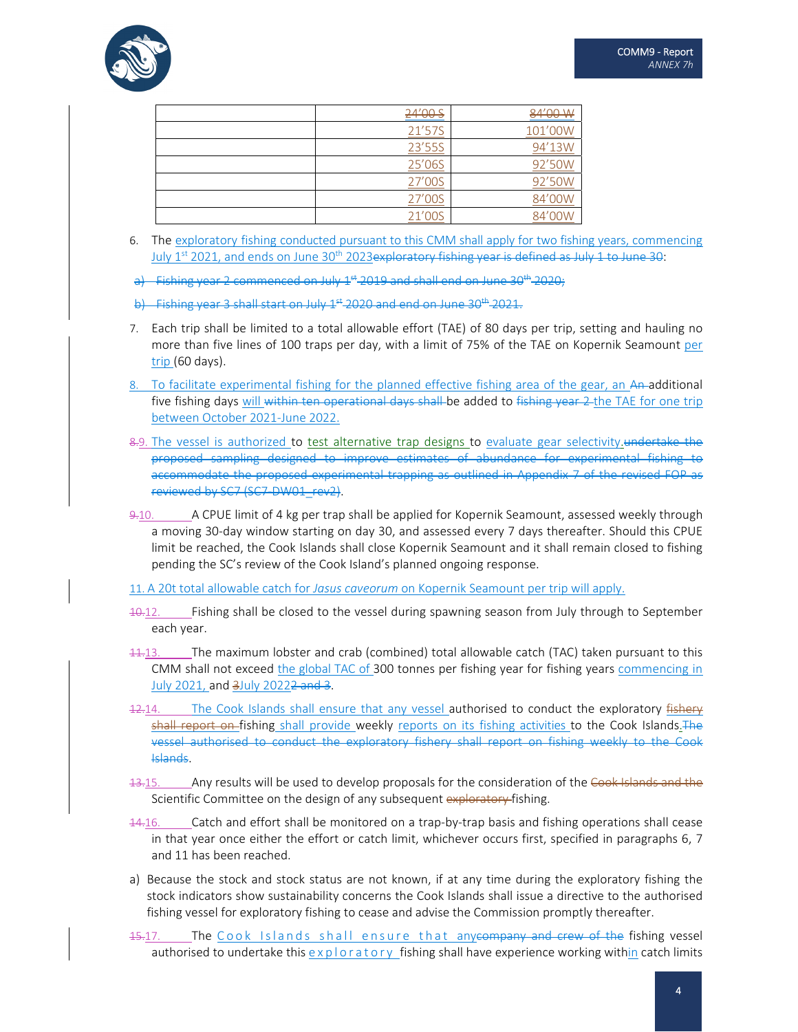| | | |
|---|---|---|
| | ~~24'00 S~~ | ~~84'00 W~~ |
| | 21'57S | 101'00W |
| | 23'55S | 94'13W |
| | 25'06S | 92'50W |
| | 27'00S | 92'50W |
| | 27'00S | 84'00W |
| | 21'00S | 84'00W |

6. The exploratory fishing conducted pursuant to this CMM shall apply for two fishing years, commencing July 1st 2021, and ends on June 30th 2023~~exploratory fishing year is defined as July 1 to June 30~~:

~~a) Fishing year 2 commenced on July 1st 2019 and shall end on June 30th 2020;~~

~~b) Fishing year 3 shall start on July 1st 2020 and end on June 30th 2021.~~

7. Each trip shall be limited to a total allowable effort (TAE) of 80 days per trip, setting and hauling no more than five lines of 100 traps per day, with a limit of 75% of the TAE on Kopernik Seamount per trip (60 days).

8. To facilitate experimental fishing for the planned effective fishing area of the gear, an ~~An~~ additional five fishing days will ~~within ten operational days shall~~ be added to ~~fishing year 2~~ the TAE for one trip between October 2021-June 2022.

~~8.~~9. The vessel is authorized to test alternative trap designs to evaluate gear selectivity.~~undertake the proposed sampling designed to improve estimates of abundance for experimental fishing to accommodate the proposed experimental trapping as outlined in Appendix 7 of the revised FOP as reviewed by SC7 (SC7-DW01_rev2)~~.

~~9.~~10. A CPUE limit of 4 kg per trap shall be applied for Kopernik Seamount, assessed weekly through a moving 30-day window starting on day 30, and assessed every 7 days thereafter. Should this CPUE limit be reached, the Cook Islands shall close Kopernik Seamount and it shall remain closed to fishing pending the SC's review of the Cook Island's planned ongoing response.

11. A 20t total allowable catch for *Jasus caveorum* on Kopernik Seamount per trip will apply.

~~10.~~12. Fishing shall be closed to the vessel during spawning season from July through to September each year.

~~11.~~13. The maximum lobster and crab (combined) total allowable catch (TAC) taken pursuant to this CMM shall not exceed the global TAC of 300 tonnes per fishing year for fishing years commencing in July 2021, and ~~3~~July 2022~~2 and 3~~.

~~12.~~14. The Cook Islands shall ensure that any vessel authorised to conduct the exploratory ~~fishery shall report on~~ fishing shall provide weekly reports on its fishing activities to the Cook Islands.~~The vessel authorised to conduct the exploratory fishery shall report on fishing weekly to the Cook Islands~~.

~~13.~~15. Any results will be used to develop proposals for the consideration of the ~~Cook Islands and the~~ Scientific Committee on the design of any subsequent ~~exploratory~~ fishing.

~~14.~~16. Catch and effort shall be monitored on a trap-by-trap basis and fishing operations shall cease in that year once either the effort or catch limit, whichever occurs first, specified in paragraphs 6, 7 and 11 has been reached.

a) Because the stock and stock status are not known, if at any time during the exploratory fishing the stock indicators show sustainability concerns the Cook Islands shall issue a directive to the authorised fishing vessel for exploratory fishing to cease and advise the Commission promptly thereafter.

~~15.~~17. The Cook Islands shall ensure that any~~company and crew of the~~ fishing vessel authorised to undertake this exploratory fishing shall have experience working within catch limits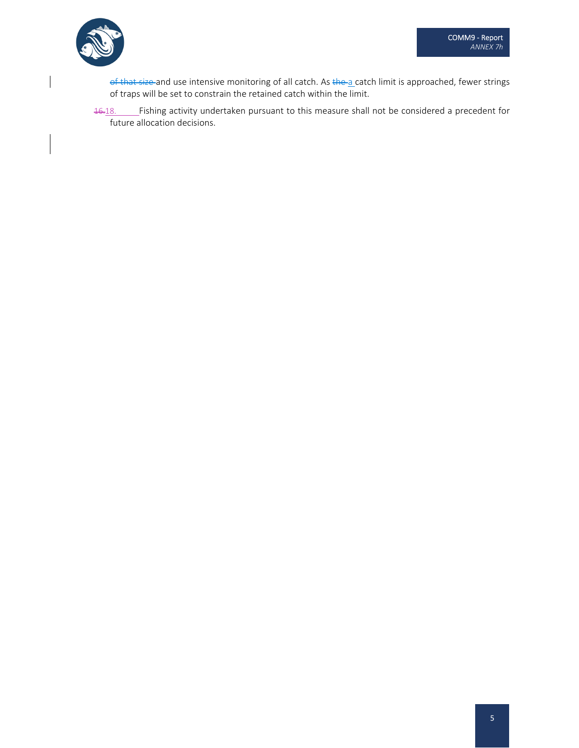~~of that size~~ and use intensive monitoring of all catch. As ~~the~~ a catch limit is approached, fewer strings of traps will be set to constrain the retained catch within the limit.

~~16.~~18. Fishing activity undertaken pursuant to this measure shall not be considered a precedent for future allocation decisions.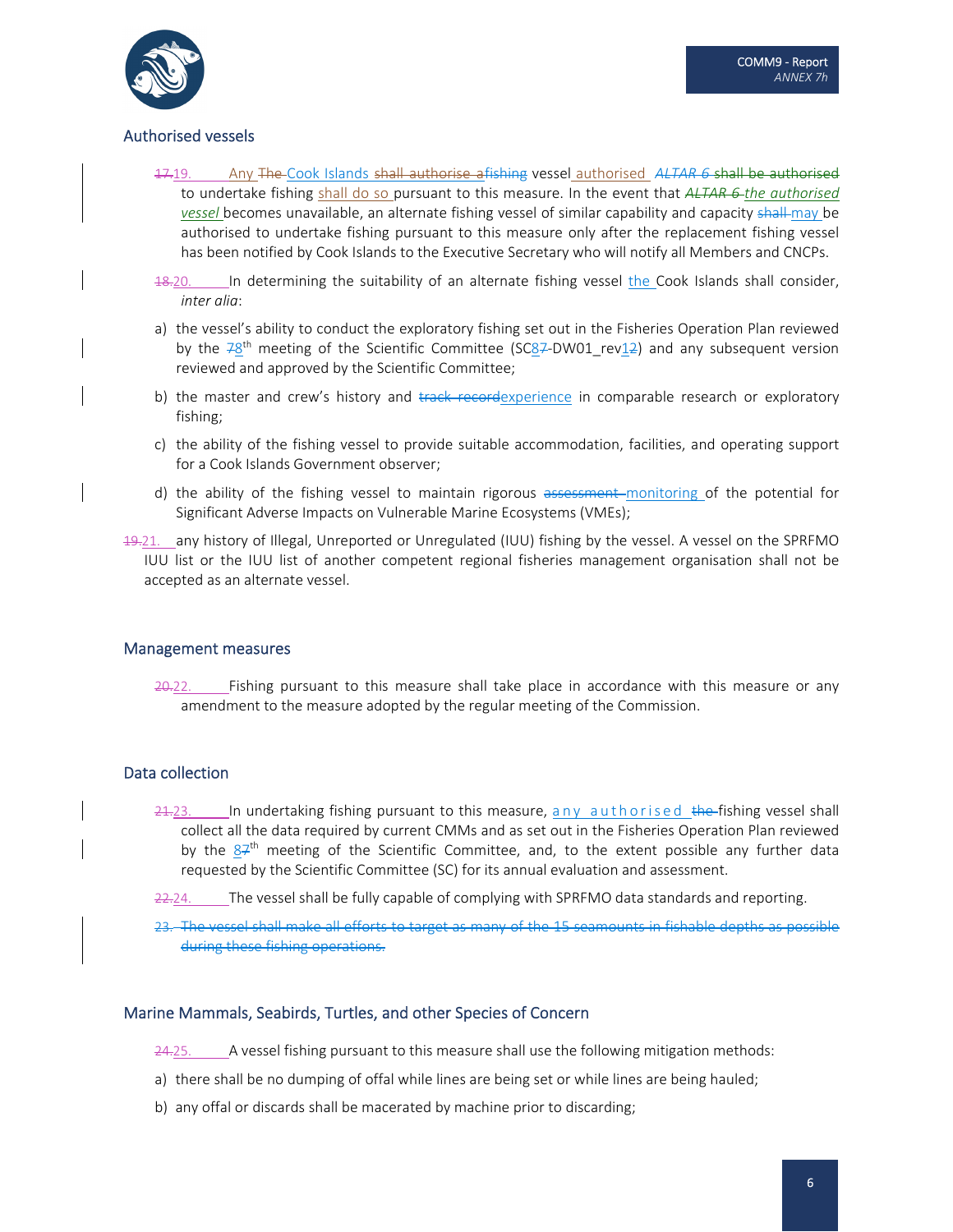## Authorised vessels

~~17.~~19. Any ~~The~~ Cook Islands ~~shall authorise a~~fishing vessel authorised *~~ALTAR 6~~* ~~shall be authorised~~ to undertake fishing shall do so pursuant to this measure. In the event that *~~ALTAR 6~~* *the authorised vessel* becomes unavailable, an alternate fishing vessel of similar capability and capacity ~~shall~~ may be authorised to undertake fishing pursuant to this measure only after the replacement fishing vessel has been notified by Cook Islands to the Executive Secretary who will notify all Members and CNCPs.

~~18.~~20. In determining the suitability of an alternate fishing vessel the Cook Islands shall consider, *inter alia*:

a) the vessel's ability to conduct the exploratory fishing set out in the Fisheries Operation Plan reviewed by the ~~7~~8th meeting of the Scientific Committee (SC8~~7~~-DW01_rev1~~2~~) and any subsequent version reviewed and approved by the Scientific Committee;

b) the master and crew's history and ~~track record~~experience in comparable research or exploratory fishing;

c) the ability of the fishing vessel to provide suitable accommodation, facilities, and operating support for a Cook Islands Government observer;

d) the ability of the fishing vessel to maintain rigorous ~~assessment~~ monitoring of the potential for Significant Adverse Impacts on Vulnerable Marine Ecosystems (VMEs);

~~19.~~21. any history of Illegal, Unreported or Unregulated (IUU) fishing by the vessel. A vessel on the SPRFMO IUU list or the IUU list of another competent regional fisheries management organisation shall not be accepted as an alternate vessel.

## Management measures

~~20.~~22. Fishing pursuant to this measure shall take place in accordance with this measure or any amendment to the measure adopted by the regular meeting of the Commission.

## Data collection

~~21.~~23. In undertaking fishing pursuant to this measure, any authorised ~~the~~ fishing vessel shall collect all the data required by current CMMs and as set out in the Fisheries Operation Plan reviewed by the 8~~7~~th meeting of the Scientific Committee, and, to the extent possible any further data requested by the Scientific Committee (SC) for its annual evaluation and assessment.

~~22.~~24. The vessel shall be fully capable of complying with SPRFMO data standards and reporting.

~~23. The vessel shall make all efforts to target as many of the 15 seamounts in fishable depths as possible during these fishing operations.~~

## Marine Mammals, Seabirds, Turtles, and other Species of Concern

~~24.~~25. A vessel fishing pursuant to this measure shall use the following mitigation methods:

a) there shall be no dumping of offal while lines are being set or while lines are being hauled;

b) any offal or discards shall be macerated by machine prior to discarding;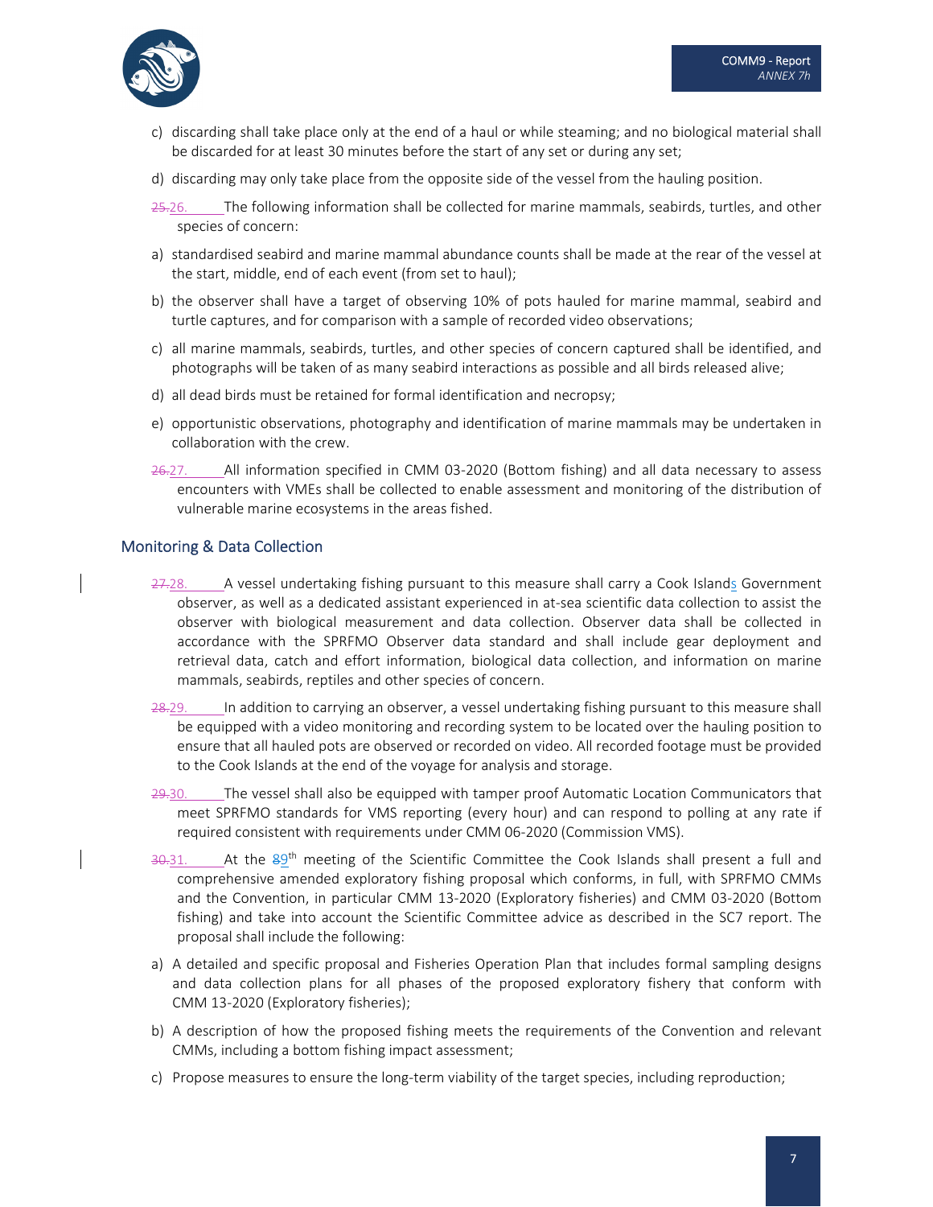c) discarding shall take place only at the end of a haul or while steaming; and no biological material shall be discarded for at least 30 minutes before the start of any set or during any set;

d) discarding may only take place from the opposite side of the vessel from the hauling position.

~~25.~~26. The following information shall be collected for marine mammals, seabirds, turtles, and other species of concern:

a) standardised seabird and marine mammal abundance counts shall be made at the rear of the vessel at the start, middle, end of each event (from set to haul);

b) the observer shall have a target of observing 10% of pots hauled for marine mammal, seabird and turtle captures, and for comparison with a sample of recorded video observations;

c) all marine mammals, seabirds, turtles, and other species of concern captured shall be identified, and photographs will be taken of as many seabird interactions as possible and all birds released alive;

d) all dead birds must be retained for formal identification and necropsy;

e) opportunistic observations, photography and identification of marine mammals may be undertaken in collaboration with the crew.

~~26.~~27. All information specified in CMM 03-2020 (Bottom fishing) and all data necessary to assess encounters with VMEs shall be collected to enable assessment and monitoring of the distribution of vulnerable marine ecosystems in the areas fished.

## Monitoring & Data Collection

~~27.~~28. A vessel undertaking fishing pursuant to this measure shall carry a Cook Islands Government observer, as well as a dedicated assistant experienced in at-sea scientific data collection to assist the observer with biological measurement and data collection. Observer data shall be collected in accordance with the SPRFMO Observer data standard and shall include gear deployment and retrieval data, catch and effort information, biological data collection, and information on marine mammals, seabirds, reptiles and other species of concern.

~~28.~~29. In addition to carrying an observer, a vessel undertaking fishing pursuant to this measure shall be equipped with a video monitoring and recording system to be located over the hauling position to ensure that all hauled pots are observed or recorded on video. All recorded footage must be provided to the Cook Islands at the end of the voyage for analysis and storage.

~~29.~~30. The vessel shall also be equipped with tamper proof Automatic Location Communicators that meet SPRFMO standards for VMS reporting (every hour) and can respond to polling at any rate if required consistent with requirements under CMM 06-2020 (Commission VMS).

~~30.~~31. At the ~~8~~9th meeting of the Scientific Committee the Cook Islands shall present a full and comprehensive amended exploratory fishing proposal which conforms, in full, with SPRFMO CMMs and the Convention, in particular CMM 13-2020 (Exploratory fisheries) and CMM 03-2020 (Bottom fishing) and take into account the Scientific Committee advice as described in the SC7 report. The proposal shall include the following:

a) A detailed and specific proposal and Fisheries Operation Plan that includes formal sampling designs and data collection plans for all phases of the proposed exploratory fishery that conform with CMM 13-2020 (Exploratory fisheries);

b) A description of how the proposed fishing meets the requirements of the Convention and relevant CMMs, including a bottom fishing impact assessment;

c) Propose measures to ensure the long-term viability of the target species, including reproduction;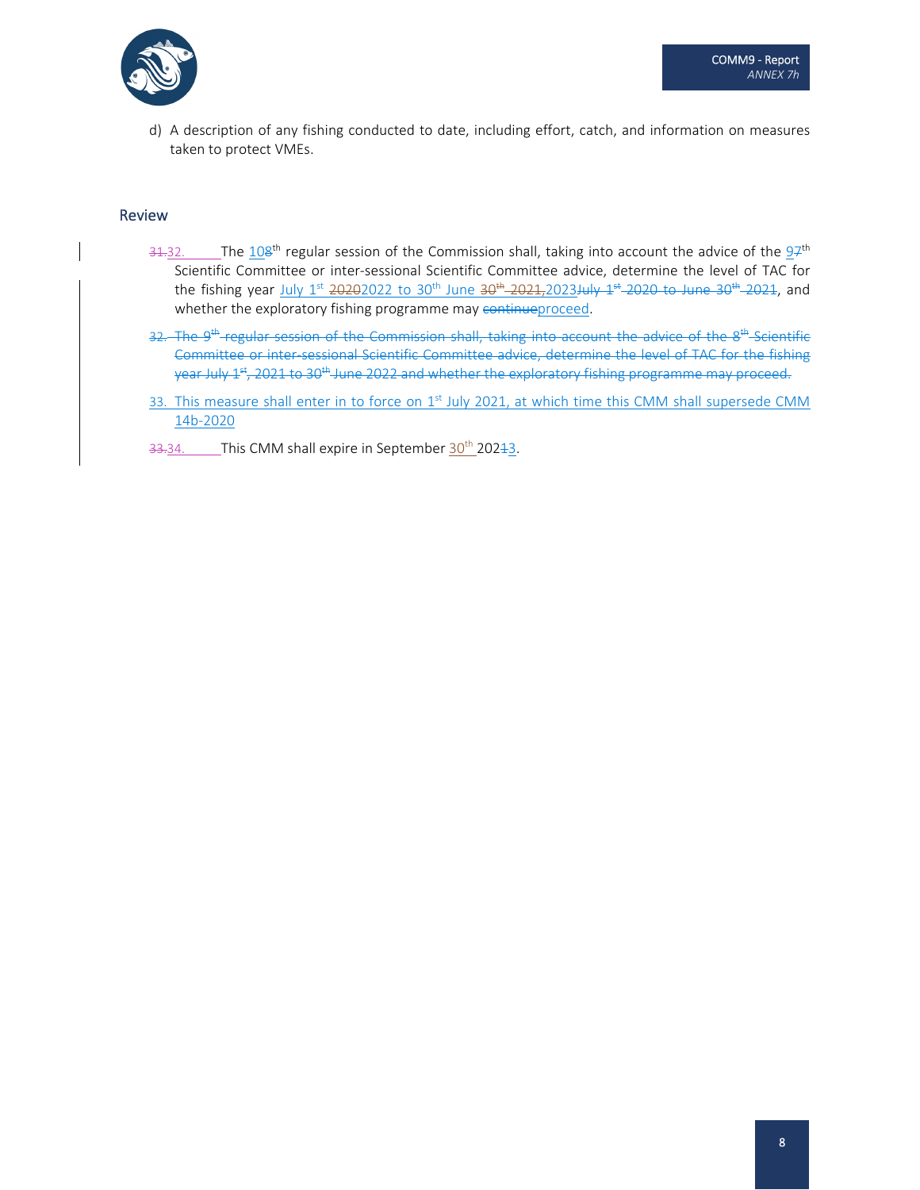d) A description of any fishing conducted to date, including effort, catch, and information on measures taken to protect VMEs.

## Review

31.32. The 108th regular session of the Commission shall, taking into account the advice of the 97th Scientific Committee or inter-sessional Scientific Committee advice, determine the level of TAC for the fishing year July 1st 20202022 to 30th June 30th 2021,2023July 1st 2020 to June 30th 2021, and whether the exploratory fishing programme may continueproceed.

32. ~~The 9th regular session of the Commission shall, taking into account the advice of the 8th Scientific Committee or inter-sessional Scientific Committee advice, determine the level of TAC for the fishing year July 1st, 2021 to 30th June 2022 and whether the exploratory fishing programme may proceed.~~

33. This measure shall enter in to force on 1st July 2021, at which time this CMM shall supersede CMM 14b-2020

33.34. This CMM shall expire in September 30th 20213.